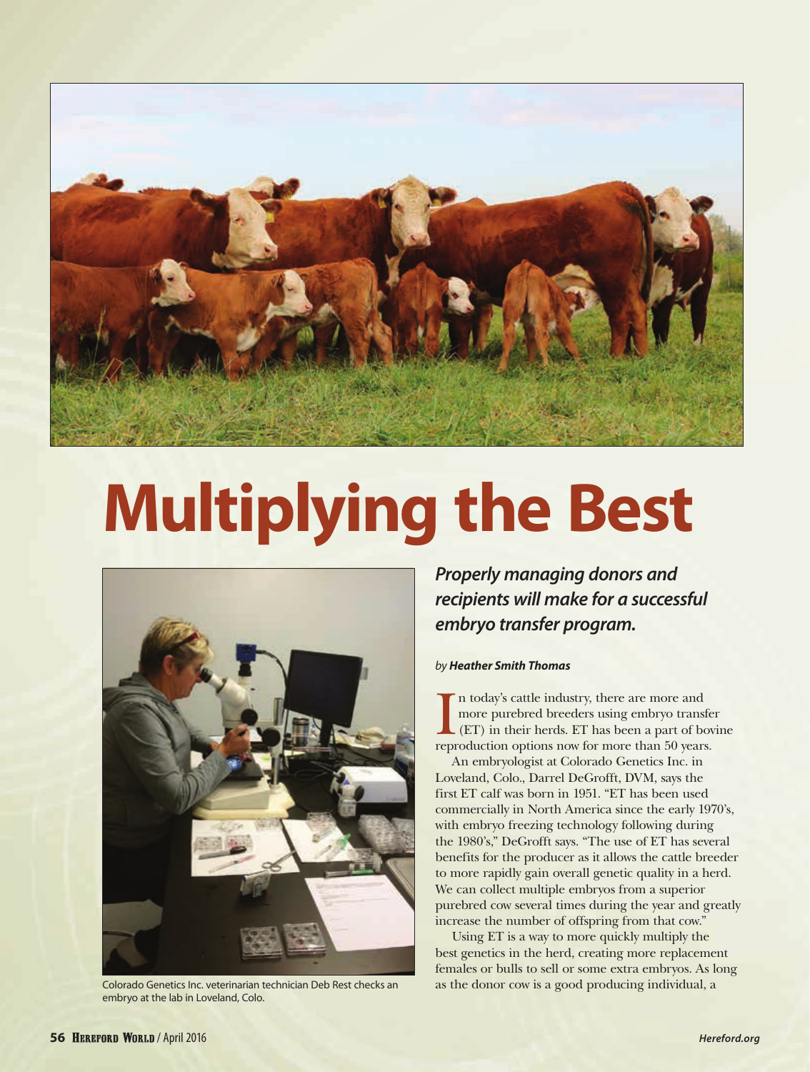# Multiplying the Best

Colorado Genetics Inc. veterinarian technician Deb Rest checks an embryo at the lab in Loveland, Colo.

***Properly managing donors and recipients will make for a successful embryo transfer program.***

*by* ***Heather Smith Thomas***

In today's cattle industry, there are more and more purebred breeders using embryo transfer (ET) in their herds. ET has been a part of bovine reproduction options now for more than 50 years.

An embryologist at Colorado Genetics Inc. in Loveland, Colo., Darrel DeGrofft, DVM, says the first ET calf was born in 1951. "ET has been used commercially in North America since the early 1970's, with embryo freezing technology following during the 1980's," DeGrofft says. "The use of ET has several benefits for the producer as it allows the cattle breeder to more rapidly gain overall genetic quality in a herd. We can collect multiple embryos from a superior purebred cow several times during the year and greatly increase the number of offspring from that cow."

Using ET is a way to more quickly multiply the best genetics in the herd, creating more replacement females or bulls to sell or some extra embryos. As long as the donor cow is a good producing individual, a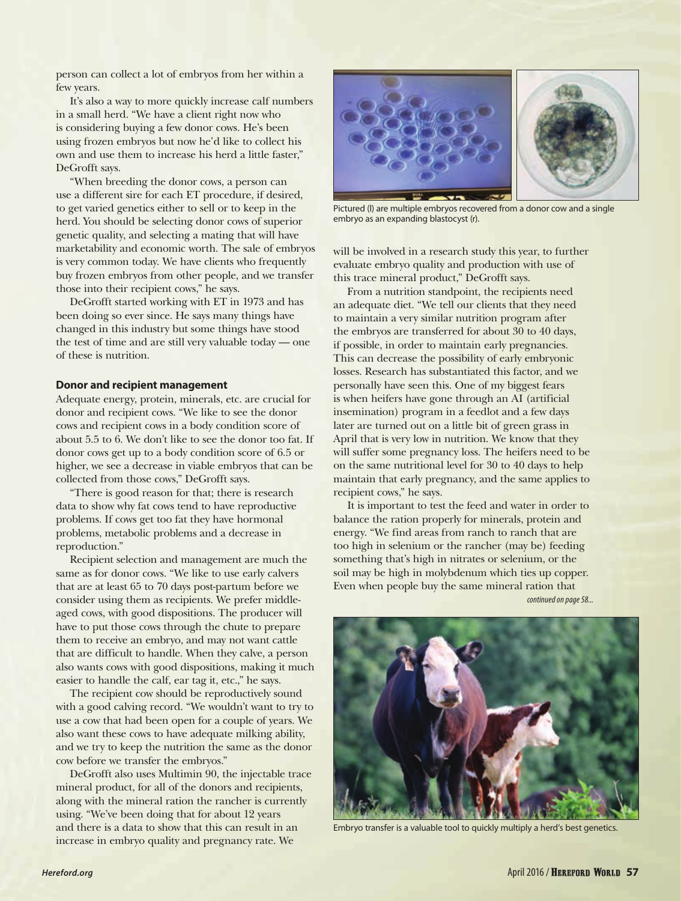person can collect a lot of embryos from her within a few years.

It's also a way to more quickly increase calf numbers in a small herd. "We have a client right now who is considering buying a few donor cows. He's been using frozen embryos but now he'd like to collect his own and use them to increase his herd a little faster," DeGrofft says.

"When breeding the donor cows, a person can use a different sire for each ET procedure, if desired, to get varied genetics either to sell or to keep in the herd. You should be selecting donor cows of superior genetic quality, and selecting a mating that will have marketability and economic worth. The sale of embryos is very common today. We have clients who frequently buy frozen embryos from other people, and we transfer those into their recipient cows," he says.

DeGrofft started working with ET in 1973 and has been doing so ever since. He says many things have changed in this industry but some things have stood the test of time and are still very valuable today — one of these is nutrition.

### Donor and recipient management

Adequate energy, protein, minerals, etc. are crucial for donor and recipient cows. "We like to see the donor cows and recipient cows in a body condition score of about 5.5 to 6. We don't like to see the donor too fat. If donor cows get up to a body condition score of 6.5 or higher, we see a decrease in viable embryos that can be collected from those cows," DeGrofft says.

"There is good reason for that; there is research data to show why fat cows tend to have reproductive problems. If cows get too fat they have hormonal problems, metabolic problems and a decrease in reproduction."

Recipient selection and management are much the same as for donor cows. "We like to use early calvers that are at least 65 to 70 days post-partum before we consider using them as recipients. We prefer middle-aged cows, with good dispositions. The producer will have to put those cows through the chute to prepare them to receive an embryo, and may not want cattle that are difficult to handle. When they calve, a person also wants cows with good dispositions, making it much easier to handle the calf, ear tag it, etc.," he says.

The recipient cow should be reproductively sound with a good calving record. "We wouldn't want to try to use a cow that had been open for a couple of years. We also want these cows to have adequate milking ability, and we try to keep the nutrition the same as the donor cow before we transfer the embryos."

DeGrofft also uses Multimin 90, the injectable trace mineral product, for all of the donors and recipients, along with the mineral ration the rancher is currently using. "We've been doing that for about 12 years and there is a data to show that this can result in an increase in embryo quality and pregnancy rate. We will be involved in a research study this year, to further evaluate embryo quality and production with use of this trace mineral product," DeGrofft says.

Pictured (l) are multiple embryos recovered from a donor cow and a single embryo as an expanding blastocyst (r).

From a nutrition standpoint, the recipients need an adequate diet. "We tell our clients that they need to maintain a very similar nutrition program after the embryos are transferred for about 30 to 40 days, if possible, in order to maintain early pregnancies. This can decrease the possibility of early embryonic losses. Research has substantiated this factor, and we personally have seen this. One of my biggest fears is when heifers have gone through an AI (artificial insemination) program in a feedlot and a few days later are turned out on a little bit of green grass in April that is very low in nutrition. We know that they will suffer some pregnancy loss. The heifers need to be on the same nutritional level for 30 to 40 days to help maintain that early pregnancy, and the same applies to recipient cows," he says.

It is important to test the feed and water in order to balance the ration properly for minerals, protein and energy. "We find areas from ranch to ranch that are too high in selenium or the rancher (may be) feeding something that's high in nitrates or selenium, or the soil may be high in molybdenum which ties up copper. Even when people buy the same mineral ration that

*continued on page 58...*

Embryo transfer is a valuable tool to quickly multiply a herd's best genetics.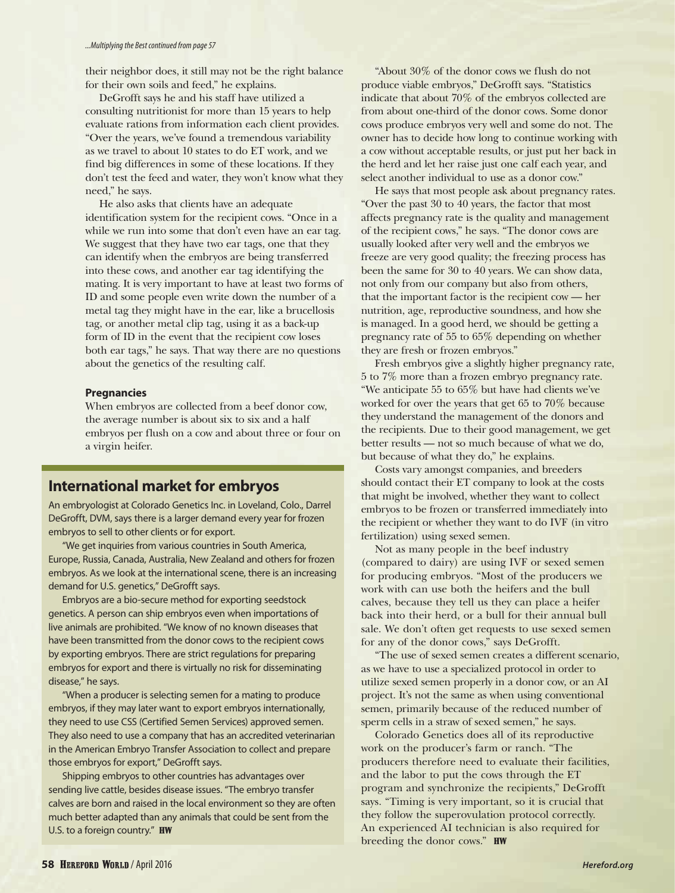*...Multiplying the Best continued from page 57*

their neighbor does, it still may not be the right balance for their own soils and feed," he explains.

DeGrofft says he and his staff have utilized a consulting nutritionist for more than 15 years to help evaluate rations from information each client provides. "Over the years, we've found a tremendous variability as we travel to about 10 states to do ET work, and we find big differences in some of these locations. If they don't test the feed and water, they won't know what they need," he says.

He also asks that clients have an adequate identification system for the recipient cows. "Once in a while we run into some that don't even have an ear tag. We suggest that they have two ear tags, one that they can identify when the embryos are being transferred into these cows, and another ear tag identifying the mating. It is very important to have at least two forms of ID and some people even write down the number of a metal tag they might have in the ear, like a brucellosis tag, or another metal clip tag, using it as a back-up form of ID in the event that the recipient cow loses both ear tags," he says. That way there are no questions about the genetics of the resulting calf.

**Pregnancies**

When embryos are collected from a beef donor cow, the average number is about six to six and a half embryos per flush on a cow and about three or four on a virgin heifer.

## International market for embryos

An embryologist at Colorado Genetics Inc. in Loveland, Colo., Darrel DeGrofft, DVM, says there is a larger demand every year for frozen embryos to sell to other clients or for export.

"We get inquiries from various countries in South America, Europe, Russia, Canada, Australia, New Zealand and others for frozen embryos. As we look at the international scene, there is an increasing demand for U.S. genetics," DeGrofft says.

Embryos are a bio-secure method for exporting seedstock genetics. A person can ship embryos even when importations of live animals are prohibited. "We know of no known diseases that have been transmitted from the donor cows to the recipient cows by exporting embryos. There are strict regulations for preparing embryos for export and there is virtually no risk for disseminating disease," he says.

"When a producer is selecting semen for a mating to produce embryos, if they may later want to export embryos internationally, they need to use CSS (Certified Semen Services) approved semen. They also need to use a company that has an accredited veterinarian in the American Embryo Transfer Association to collect and prepare those embryos for export," DeGrofft says.

Shipping embryos to other countries has advantages over sending live cattle, besides disease issues. "The embryo transfer calves are born and raised in the local environment so they are often much better adapted than any animals that could be sent from the U.S. to a foreign country." **HW**

"About 30% of the donor cows we flush do not produce viable embryos," DeGrofft says. "Statistics indicate that about 70% of the embryos collected are from about one-third of the donor cows. Some donor cows produce embryos very well and some do not. The owner has to decide how long to continue working with a cow without acceptable results, or just put her back in the herd and let her raise just one calf each year, and select another individual to use as a donor cow."

He says that most people ask about pregnancy rates. "Over the past 30 to 40 years, the factor that most affects pregnancy rate is the quality and management of the recipient cows," he says. "The donor cows are usually looked after very well and the embryos we freeze are very good quality; the freezing process has been the same for 30 to 40 years. We can show data, not only from our company but also from others, that the important factor is the recipient cow — her nutrition, age, reproductive soundness, and how she is managed. In a good herd, we should be getting a pregnancy rate of 55 to 65% depending on whether they are fresh or frozen embryos."

Fresh embryos give a slightly higher pregnancy rate, 5 to 7% more than a frozen embryo pregnancy rate. "We anticipate 55 to 65% but have had clients we've worked for over the years that get 65 to 70% because they understand the management of the donors and the recipients. Due to their good management, we get better results — not so much because of what we do, but because of what they do," he explains.

Costs vary amongst companies, and breeders should contact their ET company to look at the costs that might be involved, whether they want to collect embryos to be frozen or transferred immediately into the recipient or whether they want to do IVF (in vitro fertilization) using sexed semen.

Not as many people in the beef industry (compared to dairy) are using IVF or sexed semen for producing embryos. "Most of the producers we work with can use both the heifers and the bull calves, because they tell us they can place a heifer back into their herd, or a bull for their annual bull sale. We don't often get requests to use sexed semen for any of the donor cows," says DeGrofft.

"The use of sexed semen creates a different scenario, as we have to use a specialized protocol in order to utilize sexed semen properly in a donor cow, or an AI project. It's not the same as when using conventional semen, primarily because of the reduced number of sperm cells in a straw of sexed semen," he says.

Colorado Genetics does all of its reproductive work on the producer's farm or ranch. "The producers therefore need to evaluate their facilities, and the labor to put the cows through the ET program and synchronize the recipients," DeGrofft says. "Timing is very important, so it is crucial that they follow the superovulation protocol correctly. An experienced AI technician is also required for breeding the donor cows." **HW**